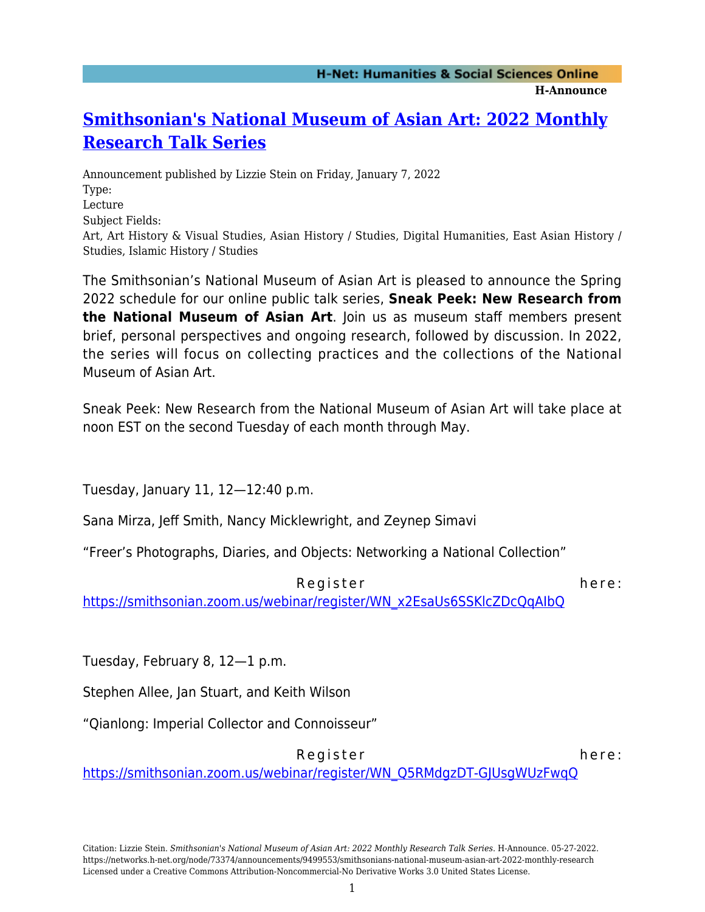# [Smithsonian's National Museum of Asian Art: 2022 Monthly Research Talk Series](https://networks.h-net.org/node/73374/announcements/9499553/smithsonians-national-museum-asian-art-2022-monthly-research)

Announcement published by Lizzie Stein on Friday, January 7, 2022

Type:
Lecture

Subject Fields:
Art, Art History & Visual Studies, Asian History / Studies, Digital Humanities, East Asian History / Studies, Islamic History / Studies

The Smithsonian's National Museum of Asian Art is pleased to announce the Spring 2022 schedule for our online public talk series, **Sneak Peek: New Research from the National Museum of Asian Art**. Join us as museum staff members present brief, personal perspectives and ongoing research, followed by discussion. In 2022, the series will focus on collecting practices and the collections of the National Museum of Asian Art.

Sneak Peek: New Research from the National Museum of Asian Art will take place at noon EST on the second Tuesday of each month through May.

Tuesday, January 11, 12—12:40 p.m.

Sana Mirza, Jeff Smith, Nancy Micklewright, and Zeynep Simavi

"Freer's Photographs, Diaries, and Objects: Networking a National Collection"

Register here: https://smithsonian.zoom.us/webinar/register/WN_x2EsaUs6SSKlcZDcQqAIbQ

Tuesday, February 8, 12—1 p.m.

Stephen Allee, Jan Stuart, and Keith Wilson

"Qianlong: Imperial Collector and Connoisseur"

Register here: https://smithsonian.zoom.us/webinar/register/WN_Q5RMdgzDT-GJUsgWUzFwqQ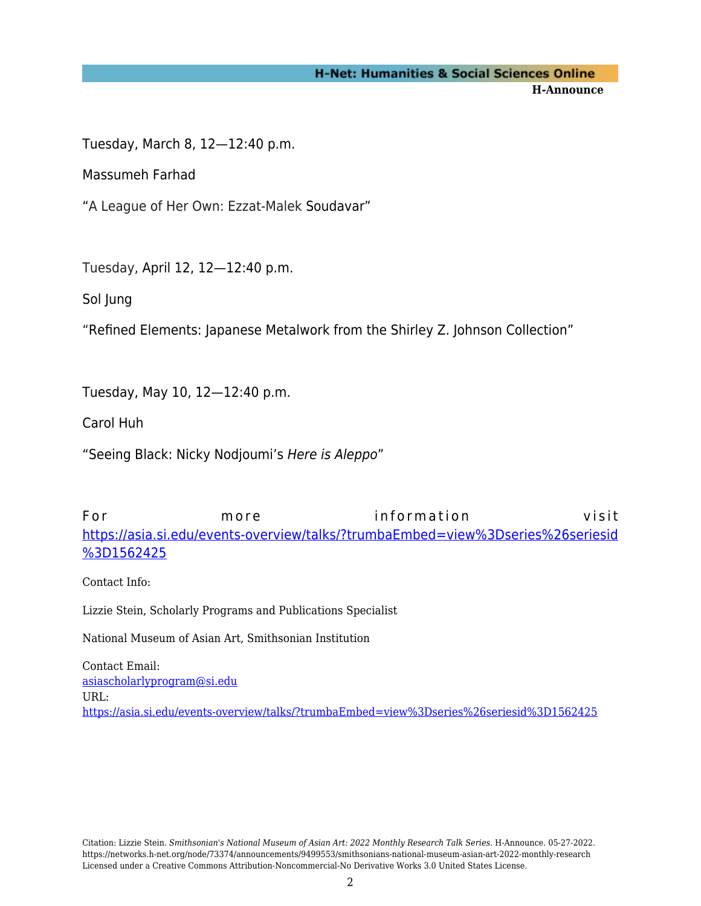Tuesday, March 8, 12—12:40 p.m.

Massumeh Farhad

“A League of Her Own: Ezzat-Malek Soudavar”

Tuesday, April 12, 12—12:40 p.m.

Sol Jung

“Refined Elements: Japanese Metalwork from the Shirley Z. Johnson Collection”

Tuesday, May 10, 12—12:40 p.m.

Carol Huh

“Seeing Black: Nicky Nodjoumi’s *Here is Aleppo*”

For more information visit https://asia.si.edu/events-overview/talks/?trumbaEmbed=view%3Dseries%26seriesid%3D1562425

Contact Info:

Lizzie Stein, Scholarly Programs and Publications Specialist

National Museum of Asian Art, Smithsonian Institution

Contact Email:
asiascholarlyprogram@si.edu
URL:
https://asia.si.edu/events-overview/talks/?trumbaEmbed=view%3Dseries%26seriesid%3D1562425

Citation: Lizzie Stein. *Smithsonian's National Museum of Asian Art: 2022 Monthly Research Talk Series*. H-Announce. 05-27-2022.
https://networks.h-net.org/node/73374/announcements/9499553/smithsonians-national-museum-asian-art-2022-monthly-research
Licensed under a Creative Commons Attribution-Noncommercial-No Derivative Works 3.0 United States License.